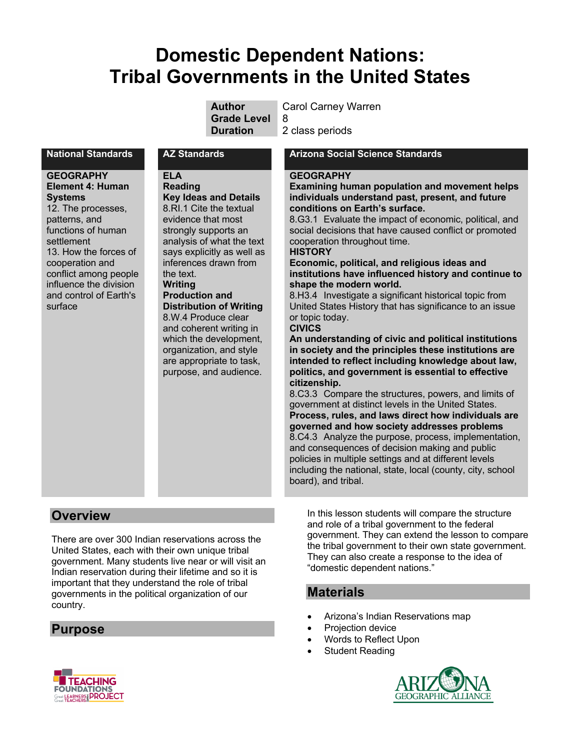# Domestic Dependent Nations: Tribal Governments in the United States

| | |
|---|---|
| **Author** | Carol Carney Warren |
| **Grade Level** | 8 |
| **Duration** | 2 class periods |

| National Standards | AZ Standards | Arizona Social Science Standards |
|---|---|---|
| **GEOGRAPHY**<br>**Element 4: Human Systems**<br>12. The processes, patterns, and functions of human settlement<br>13. How the forces of cooperation and conflict among people influence the division and control of Earth's surface | **ELA**<br>**Reading**<br>**Key Ideas and Details**<br>8.RI.1 Cite the textual evidence that most strongly supports an analysis of what the text says explicitly as well as inferences drawn from the text.<br>**Writing**<br>**Production and Distribution of Writing**<br>8.W.4 Produce clear and coherent writing in which the development, organization, and style are appropriate to task, purpose, and audience. | **GEOGRAPHY**<br>**Examining human population and movement helps individuals understand past, present, and future conditions on Earth's surface.**<br>8.G3.1 Evaluate the impact of economic, political, and social decisions that have caused conflict or promoted cooperation throughout time.<br>**HISTORY**<br>**Economic, political, and religious ideas and institutions have influenced history and continue to shape the modern world.**<br>8.H3.4 Investigate a significant historical topic from United States History that has significance to an issue or topic today.<br>**CIVICS**<br>**An understanding of civic and political institutions in society and the principles these institutions are intended to reflect including knowledge about law, politics, and government is essential to effective citizenship.**<br>8.C3.3 Compare the structures, powers, and limits of government at distinct levels in the United States.<br>**Process, rules, and laws direct how individuals are governed and how society addresses problems**<br>8.C4.3 Analyze the purpose, process, implementation, and consequences of decision making and public policies in multiple settings and at different levels including the national, state, local (county, city, school board), and tribal. |

## Overview

There are over 300 Indian reservations across the United States, each with their own unique tribal government. Many students live near or will visit an Indian reservation during their lifetime and so it is important that they understand the role of tribal governments in the political organization of our country.

## Purpose

In this lesson students will compare the structure and role of a tribal government to the federal government. They can extend the lesson to compare the tribal government to their own state government. They can also create a response to the idea of "domestic dependent nations."

## Materials

- Arizona's Indian Reservations map
- Projection device
- Words to Reflect Upon
- Student Reading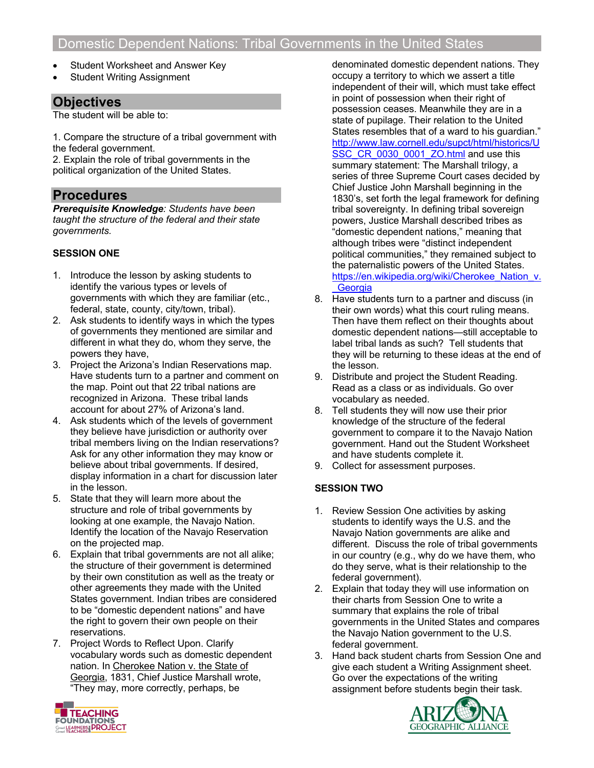## Domestic Dependent Nations: Tribal Governments in the United States

- Student Worksheet and Answer Key
- Student Writing Assignment

## Objectives

The student will be able to:

1. Compare the structure of a tribal government with the federal government.
2. Explain the role of tribal governments in the political organization of the United States.

## Procedures

***Prerequisite Knowledge**: Students have been taught the structure of the federal and their state governments.*

### SESSION ONE

1. Introduce the lesson by asking students to identify the various types or levels of governments with which they are familiar (etc., federal, state, county, city/town, tribal).
2. Ask students to identify ways in which the types of governments they mentioned are similar and different in what they do, whom they serve, the powers they have,
3. Project the Arizona's Indian Reservations map. Have students turn to a partner and comment on the map. Point out that 22 tribal nations are recognized in Arizona. These tribal lands account for about 27% of Arizona's land.
4. Ask students which of the levels of government they believe have jurisdiction or authority over tribal members living on the Indian reservations? Ask for any other information they may know or believe about tribal governments. If desired, display information in a chart for discussion later in the lesson.
5. State that they will learn more about the structure and role of tribal governments by looking at one example, the Navajo Nation. Identify the location of the Navajo Reservation on the projected map.
6. Explain that tribal governments are not all alike; the structure of their government is determined by their own constitution as well as the treaty or other agreements they made with the United States government. Indian tribes are considered to be "domestic dependent nations" and have the right to govern their own people on their reservations.
7. Project Words to Reflect Upon. Clarify vocabulary words such as domestic dependent nation. In Cherokee Nation v. the State of Georgia, 1831, Chief Justice Marshall wrote, "They may, more correctly, perhaps, be denominated domestic dependent nations. They occupy a territory to which we assert a title independent of their will, which must take effect in point of possession when their right of possession ceases. Meanwhile they are in a state of pupilage. Their relation to the United States resembles that of a ward to his guardian." http://www.law.cornell.edu/supct/html/historics/USSC_CR_0030_0001_ZO.html and use this summary statement: The Marshall trilogy, a series of three Supreme Court cases decided by Chief Justice John Marshall beginning in the 1830's, set forth the legal framework for defining tribal sovereignty. In defining tribal sovereign powers, Justice Marshall described tribes as "domestic dependent nations," meaning that although tribes were "distinct independent political communities," they remained subject to the paternalistic powers of the United States. https://en.wikipedia.org/wiki/Cherokee_Nation_v._Georgia
8. Have students turn to a partner and discuss (in their own words) what this court ruling means. Then have them reflect on their thoughts about domestic dependent nations—still acceptable to label tribal lands as such? Tell students that they will be returning to these ideas at the end of the lesson.
9. Distribute and project the Student Reading. Read as a class or as individuals. Go over vocabulary as needed.
8. Tell students they will now use their prior knowledge of the structure of the federal government to compare it to the Navajo Nation government. Hand out the Student Worksheet and have students complete it.
9. Collect for assessment purposes.

### SESSION TWO

1. Review Session One activities by asking students to identify ways the U.S. and the Navajo Nation governments are alike and different. Discuss the role of tribal governments in our country (e.g., why do we have them, who do they serve, what is their relationship to the federal government).
2. Explain that today they will use information on their charts from Session One to write a summary that explains the role of tribal governments in the United States and compares the Navajo Nation government to the U.S. federal government.
3. Hand back student charts from Session One and give each student a Writing Assignment sheet. Go over the expectations of the writing assignment before students begin their task.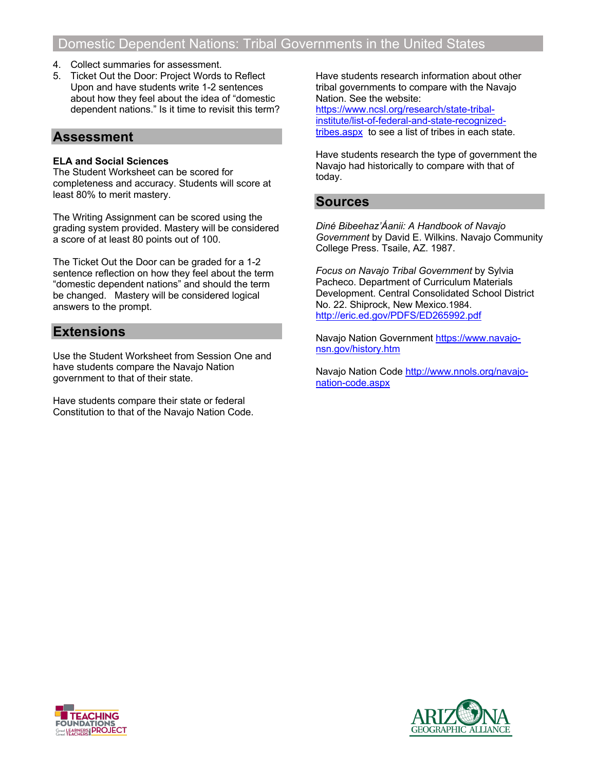4. Collect summaries for assessment.
5. Ticket Out the Door: Project Words to Reflect Upon and have students write 1-2 sentences about how they feel about the idea of "domestic dependent nations." Is it time to revisit this term?

## Assessment

**ELA and Social Sciences**
The Student Worksheet can be scored for completeness and accuracy. Students will score at least 80% to merit mastery.

The Writing Assignment can be scored using the grading system provided. Mastery will be considered a score of at least 80 points out of 100.

The Ticket Out the Door can be graded for a 1-2 sentence reflection on how they feel about the term "domestic dependent nations" and should the term be changed. Mastery will be considered logical answers to the prompt.

## Extensions

Use the Student Worksheet from Session One and have students compare the Navajo Nation government to that of their state.

Have students compare their state or federal Constitution to that of the Navajo Nation Code.

Have students research information about other tribal governments to compare with the Navajo Nation. See the website: https://www.ncsl.org/research/state-tribal-institute/list-of-federal-and-state-recognized-tribes.aspx to see a list of tribes in each state.

Have students research the type of government the Navajo had historically to compare with that of today.

## Sources

*Diné Bibeehaz'Áanii: A Handbook of Navajo Government* by David E. Wilkins. Navajo Community College Press. Tsaile, AZ. 1987.

*Focus on Navajo Tribal Government* by Sylvia Pacheco. Department of Curriculum Materials Development. Central Consolidated School District No. 22. Shiprock, New Mexico.1984. http://eric.ed.gov/PDFS/ED265992.pdf

Navajo Nation Government https://www.navajo-nsn.gov/history.htm

Navajo Nation Code http://www.nnols.org/navajo-nation-code.aspx